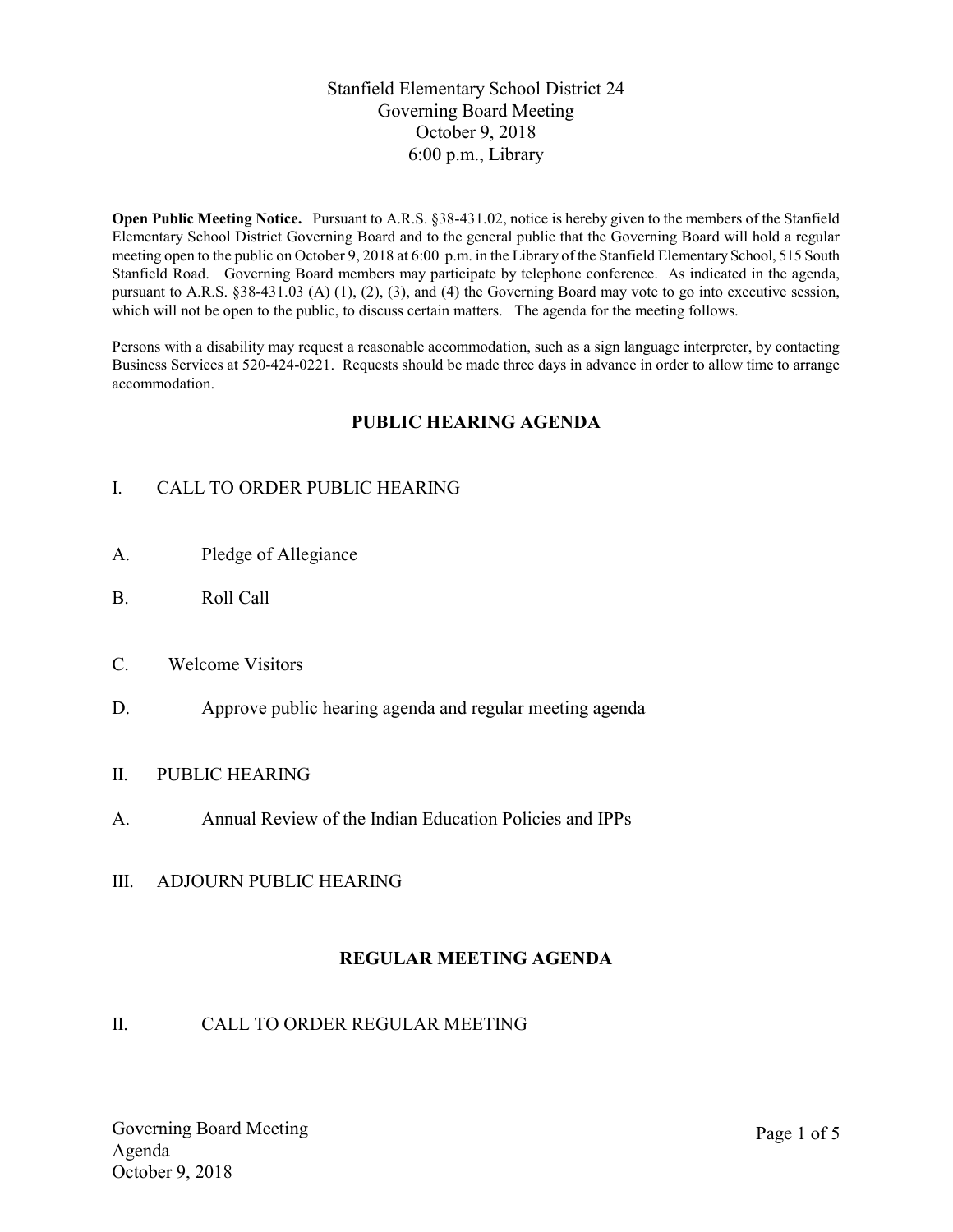# Stanfield Elementary School District 24
## Governing Board Meeting
## October 9, 2018
## 6:00 p.m., Library

**Open Public Meeting Notice.** Pursuant to A.R.S. §38-431.02, notice is hereby given to the members of the Stanfield Elementary School District Governing Board and to the general public that the Governing Board will hold a regular meeting open to the public on October 9, 2018 at 6:00 p.m. in the Library of the Stanfield Elementary School, 515 South Stanfield Road. Governing Board members may participate by telephone conference. As indicated in the agenda, pursuant to A.R.S. §38-431.03 (A) (1), (2), (3), and (4) the Governing Board may vote to go into executive session, which will not be open to the public, to discuss certain matters. The agenda for the meeting follows.

Persons with a disability may request a reasonable accommodation, such as a sign language interpreter, by contacting Business Services at 520-424-0221. Requests should be made three days in advance in order to allow time to arrange accommodation.

## PUBLIC HEARING AGENDA

I. CALL TO ORDER PUBLIC HEARING

A. Pledge of Allegiance

B. Roll Call

C. Welcome Visitors

D. Approve public hearing agenda and regular meeting agenda

II. PUBLIC HEARING

A. Annual Review of the Indian Education Policies and IPPs

III. ADJOURN PUBLIC HEARING

## REGULAR MEETING AGENDA

II. CALL TO ORDER REGULAR MEETING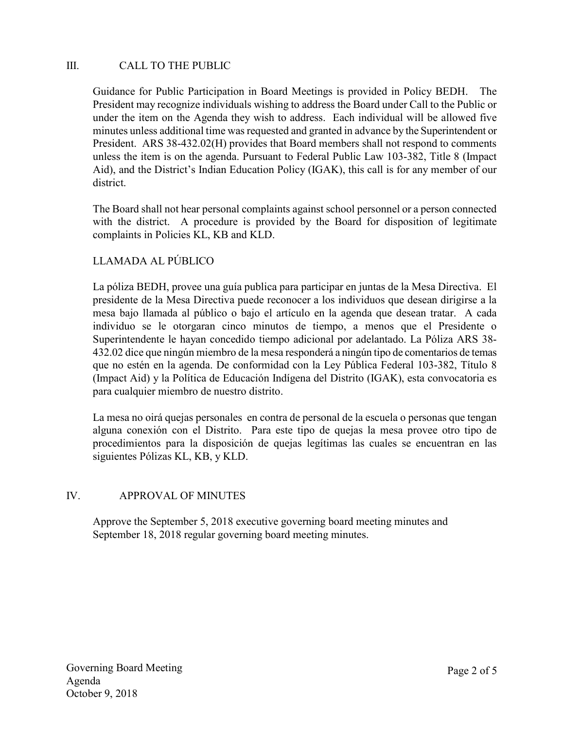## III. CALL TO THE PUBLIC

Guidance for Public Participation in Board Meetings is provided in Policy BEDH. The President may recognize individuals wishing to address the Board under Call to the Public or under the item on the Agenda they wish to address. Each individual will be allowed five minutes unless additional time was requested and granted in advance by the Superintendent or President. ARS 38-432.02(H) provides that Board members shall not respond to comments unless the item is on the agenda. Pursuant to Federal Public Law 103-382, Title 8 (Impact Aid), and the District's Indian Education Policy (IGAK), this call is for any member of our district.

The Board shall not hear personal complaints against school personnel or a person connected with the district. A procedure is provided by the Board for disposition of legitimate complaints in Policies KL, KB and KLD.

LLAMADA AL PÚBLICO

La póliza BEDH, provee una guía publica para participar en juntas de la Mesa Directiva. El presidente de la Mesa Directiva puede reconocer a los individuos que desean dirigirse a la mesa bajo llamada al público o bajo el artículo en la agenda que desean tratar. A cada individuo se le otorgaran cinco minutos de tiempo, a menos que el Presidente o Superintendente le hayan concedido tiempo adicional por adelantado. La Póliza ARS 38-432.02 dice que ningún miembro de la mesa responderá a ningún tipo de comentarios de temas que no estén en la agenda. De conformidad con la Ley Pública Federal 103-382, Título 8 (Impact Aid) y la Política de Educación Indígena del Distrito (IGAK), esta convocatoria es para cualquier miembro de nuestro distrito.

La mesa no oirá quejas personales en contra de personal de la escuela o personas que tengan alguna conexión con el Distrito. Para este tipo de quejas la mesa provee otro tipo de procedimientos para la disposición de quejas legítimas las cuales se encuentran en las siguientes Pólizas KL, KB, y KLD.

## IV. APPROVAL OF MINUTES

Approve the September 5, 2018 executive governing board meeting minutes and September 18, 2018 regular governing board meeting minutes.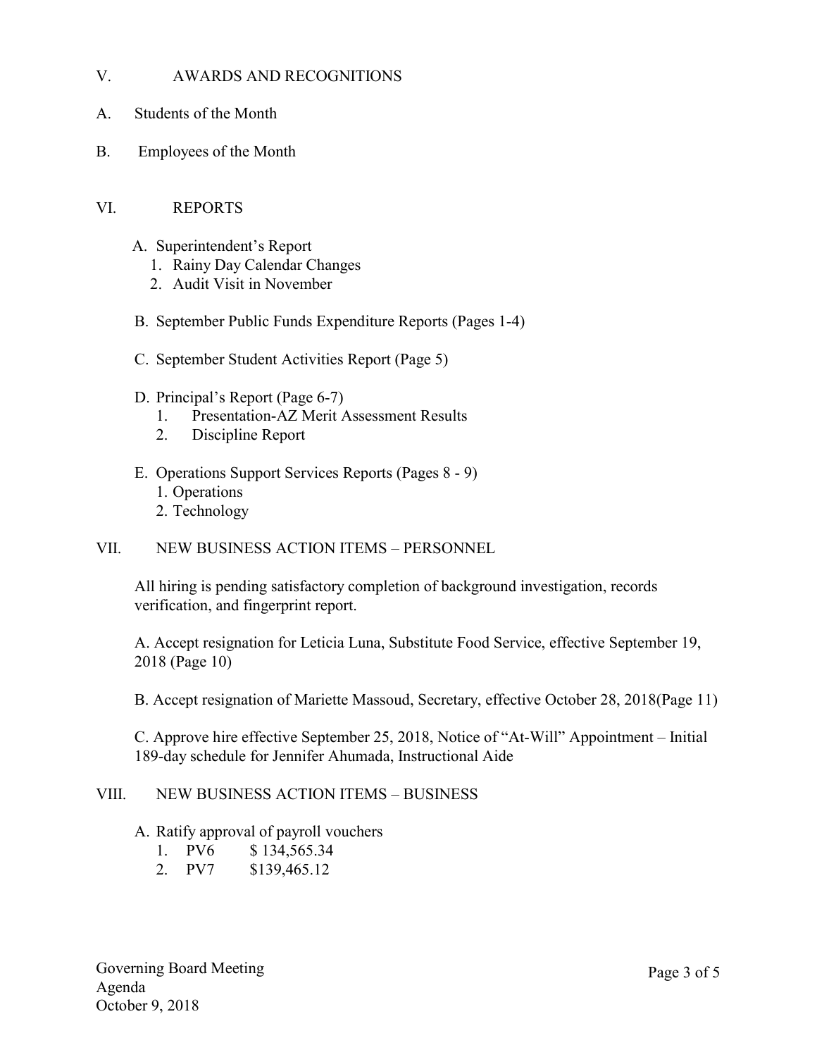## V. AWARDS AND RECOGNITIONS

A. Students of the Month

B. Employees of the Month

## VI. REPORTS

A. Superintendent's Report
   1. Rainy Day Calendar Changes
   2. Audit Visit in November

B. September Public Funds Expenditure Reports (Pages 1-4)

C. September Student Activities Report (Page 5)

D. Principal's Report (Page 6-7)
   1. Presentation-AZ Merit Assessment Results
   2. Discipline Report

E. Operations Support Services Reports (Pages 8 - 9)
   1. Operations
   2. Technology

## VII. NEW BUSINESS ACTION ITEMS – PERSONNEL

All hiring is pending satisfactory completion of background investigation, records verification, and fingerprint report.

A. Accept resignation for Leticia Luna, Substitute Food Service, effective September 19, 2018 (Page 10)

B. Accept resignation of Mariette Massoud, Secretary, effective October 28, 2018(Page 11)

C. Approve hire effective September 25, 2018, Notice of "At-Will" Appointment – Initial 189-day schedule for Jennifer Ahumada, Instructional Aide

## VIII. NEW BUSINESS ACTION ITEMS – BUSINESS

A. Ratify approval of payroll vouchers
   1. PV6 $ 134,565.34
   2. PV7 $139,465.12

Governing Board Meeting
Agenda
October 9, 2018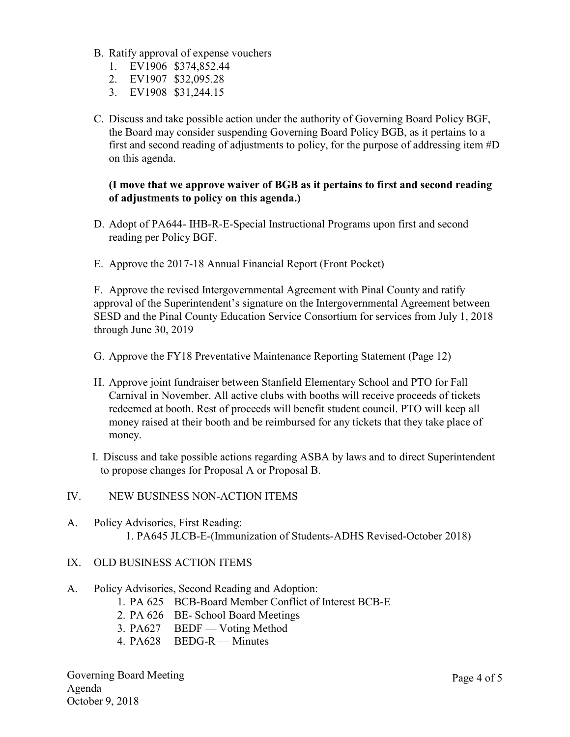B. Ratify approval of expense vouchers
   1. EV1906 $374,852.44
   2. EV1907 $32,095.28
   3. EV1908 $31,244.15

C. Discuss and take possible action under the authority of Governing Board Policy BGF, the Board may consider suspending Governing Board Policy BGB, as it pertains to a first and second reading of adjustments to policy, for the purpose of addressing item #D on this agenda.

   **(I move that we approve waiver of BGB as it pertains to first and second reading of adjustments to policy on this agenda.)**

D. Adopt of PA644- IHB-R-E-Special Instructional Programs upon first and second reading per Policy BGF.

E. Approve the 2017-18 Annual Financial Report (Front Pocket)

F. Approve the revised Intergovernmental Agreement with Pinal County and ratify approval of the Superintendent's signature on the Intergovernmental Agreement between SESD and the Pinal County Education Service Consortium for services from July 1, 2018 through June 30, 2019

G. Approve the FY18 Preventative Maintenance Reporting Statement (Page 12)

H. Approve joint fundraiser between Stanfield Elementary School and PTO for Fall Carnival in November. All active clubs with booths will receive proceeds of tickets redeemed at booth. Rest of proceeds will benefit student council. PTO will keep all money raised at their booth and be reimbursed for any tickets that they take place of money.

I. Discuss and take possible actions regarding ASBA by laws and to direct Superintendent to propose changes for Proposal A or Proposal B.

IV. NEW BUSINESS NON-ACTION ITEMS

A. Policy Advisories, First Reading:
   1. PA645 JLCB-E-(Immunization of Students-ADHS Revised-October 2018)

IX. OLD BUSINESS ACTION ITEMS

A. Policy Advisories, Second Reading and Adoption:
   1. PA 625 BCB-Board Member Conflict of Interest BCB-E
   2. PA 626 BE- School Board Meetings
   3. PA627 BEDF — Voting Method
   4. PA628 BEDG-R — Minutes

Governing Board Meeting
Agenda
October 9, 2018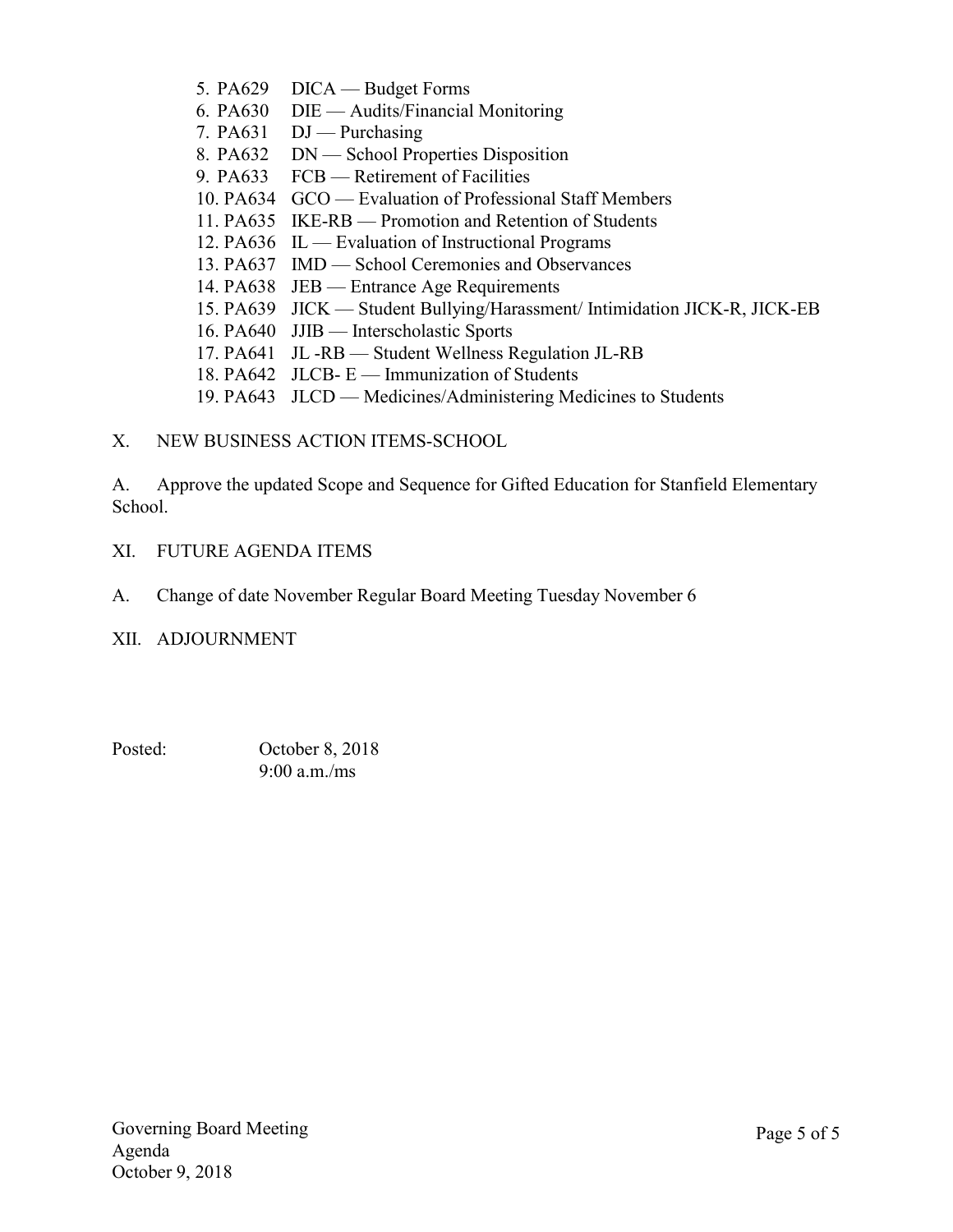5. PA629 DICA — Budget Forms
6. PA630 DIE — Audits/Financial Monitoring
7. PA631 DJ — Purchasing
8. PA632 DN — School Properties Disposition
9. PA633 FCB — Retirement of Facilities
10. PA634 GCO — Evaluation of Professional Staff Members
11. PA635 IKE-RB — Promotion and Retention of Students
12. PA636 IL — Evaluation of Instructional Programs
13. PA637 IMD — School Ceremonies and Observances
14. PA638 JEB — Entrance Age Requirements
15. PA639 JICK — Student Bullying/Harassment/ Intimidation JICK-R, JICK-EB
16. PA640 JJIB — Interscholastic Sports
17. PA641 JL -RB — Student Wellness Regulation JL-RB
18. PA642 JLCB- E — Immunization of Students
19. PA643 JLCD — Medicines/Administering Medicines to Students

X. NEW BUSINESS ACTION ITEMS-SCHOOL

A. Approve the updated Scope and Sequence for Gifted Education for Stanfield Elementary School.

XI. FUTURE AGENDA ITEMS

A. Change of date November Regular Board Meeting Tuesday November 6

XII. ADJOURNMENT

Posted: October 8, 2018
9:00 a.m./ms

Governing Board Meeting
Agenda
October 9, 2018